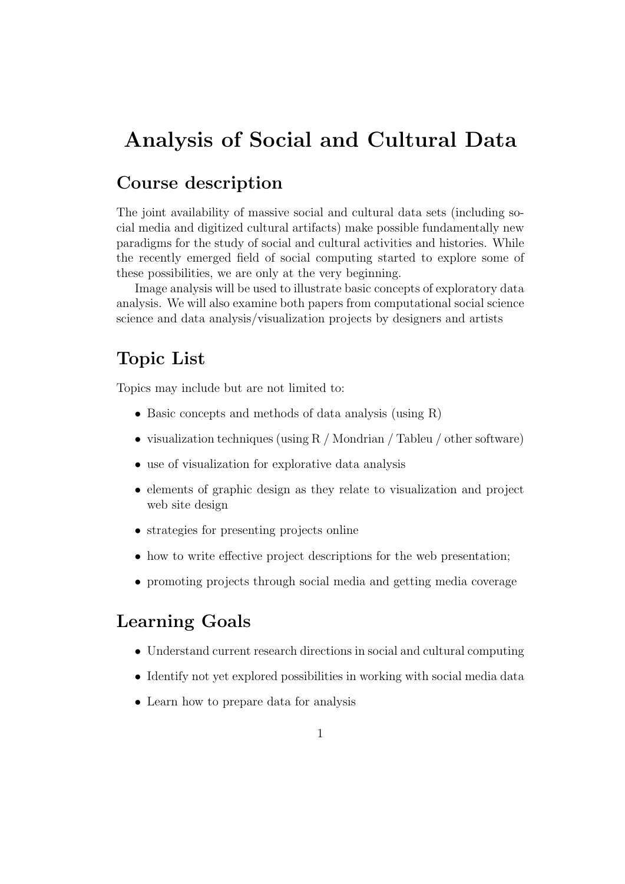# Analysis of Social and Cultural Data

## Course description

The joint availability of massive social and cultural data sets (including social media and digitized cultural artifacts) make possible fundamentally new paradigms for the study of social and cultural activities and histories. While the recently emerged field of social computing started to explore some of these possibilities, we are only at the very beginning.

Image analysis will be used to illustrate basic concepts of exploratory data analysis. We will also examine both papers from computational social science science and data analysis/visualization projects by designers and artists

## Topic List

Topics may include but are not limited to:

- Basic concepts and methods of data analysis (using R)
- visualization techniques (using R / Mondrian / Tableu / other software)
- use of visualization for explorative data analysis
- elements of graphic design as they relate to visualization and project web site design
- strategies for presenting projects online
- how to write effective project descriptions for the web presentation;
- promoting projects through social media and getting media coverage

## Learning Goals

- Understand current research directions in social and cultural computing
- Identify not yet explored possibilities in working with social media data
- Learn how to prepare data for analysis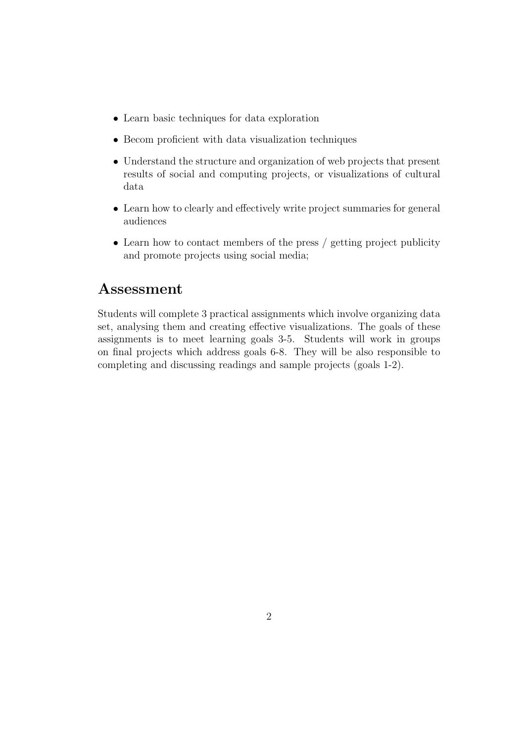- Learn basic techniques for data exploration
- Becom proficient with data visualization techniques
- Understand the structure and organization of web projects that present results of social and computing projects, or visualizations of cultural data
- Learn how to clearly and effectively write project summaries for general audiences
- Learn how to contact members of the press / getting project publicity and promote projects using social media;

## Assessment

Students will complete 3 practical assignments which involve organizing data set, analysing them and creating effective visualizations. The goals of these assignments is to meet learning goals 3-5. Students will work in groups on final projects which address goals 6-8. They will be also responsible to completing and discussing readings and sample projects (goals 1-2).